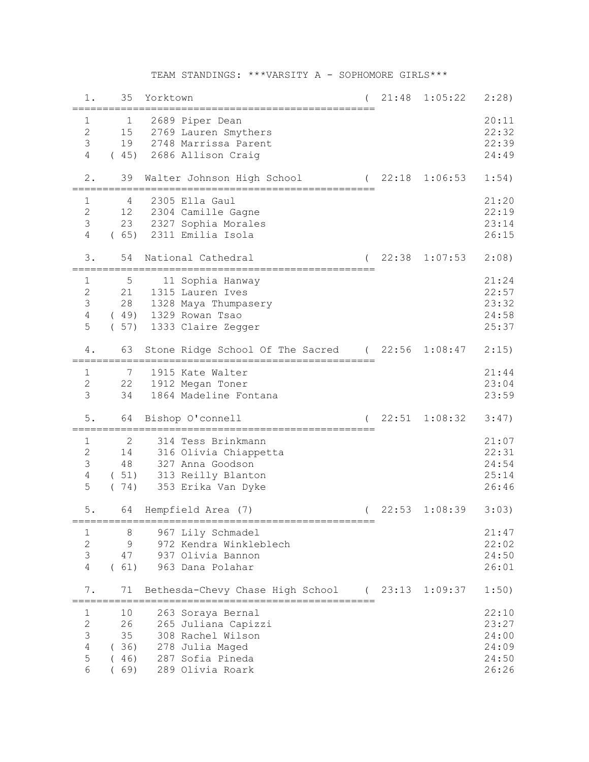# TEAM STANDINGS: ***VARSITY A - SOPHOMORE GIRLS***

```
  1.     35  Yorktown                          (  21:48  1:05:22   2:28)
====================================================
  1       1  2689 Piper Dean                                       20:11
  2      15  2769 Lauren Smythers                                  22:32
  3      19  2748 Marrissa Parent                                  22:39
  4    ( 45)  2686 Allison Craig                                   24:49

  2.     39  Walter Johnson High School        (  22:18  1:06:53   1:54)
====================================================
  1       4  2305 Ella Gaul                                        21:20
  2      12  2304 Camille Gagne                                    22:19
  3      23  2327 Sophia Morales                                   23:14
  4    ( 65)  2311 Emilia Isola                                    26:15

  3.     54  National Cathedral                (  22:38  1:07:53   2:08)
====================================================
  1       5    11 Sophia Hanway                                    21:24
  2      21  1315 Lauren Ives                                      22:57
  3      28  1328 Maya Thumpasery                                  23:32
  4    ( 49)  1329 Rowan Tsao                                      24:58
  5    ( 57)  1333 Claire Zegger                                   25:37

  4.     63  Stone Ridge School Of The Sacred  (  22:56  1:08:47   2:15)
====================================================
  1       7  1915 Kate Walter                                      21:44
  2      22  1912 Megan Toner                                      23:04
  3      34  1864 Madeline Fontana                                 23:59

  5.     64  Bishop O'connell                  (  22:51  1:08:32   3:47)
====================================================
  1       2   314 Tess Brinkmann                                   21:07
  2      14   316 Olivia Chiappetta                                22:31
  3      48   327 Anna Goodson                                     24:54
  4    ( 51)   313 Reilly Blanton                                  25:14
  5    ( 74)   353 Erika Van Dyke                                  26:46

  5.     64  Hempfield Area (7)                (  22:53  1:08:39   3:03)
====================================================
  1       8   967 Lily Schmadel                                    21:47
  2       9   972 Kendra Winkleblech                               22:02
  3      47   937 Olivia Bannon                                    24:50
  4    ( 61)   963 Dana Polahar                                    26:01

  7.     71  Bethesda-Chevy Chase High School  (  23:13  1:09:37   1:50)
====================================================
  1      10   263 Soraya Bernal                                    22:10
  2      26   265 Juliana Capizzi                                  23:27
  3      35   308 Rachel Wilson                                    24:00
  4    ( 36)   278 Julia Maged                                     24:09
  5    ( 46)   287 Sofia Pineda                                    24:50
  6    ( 69)   289 Olivia Roark                                    26:26
```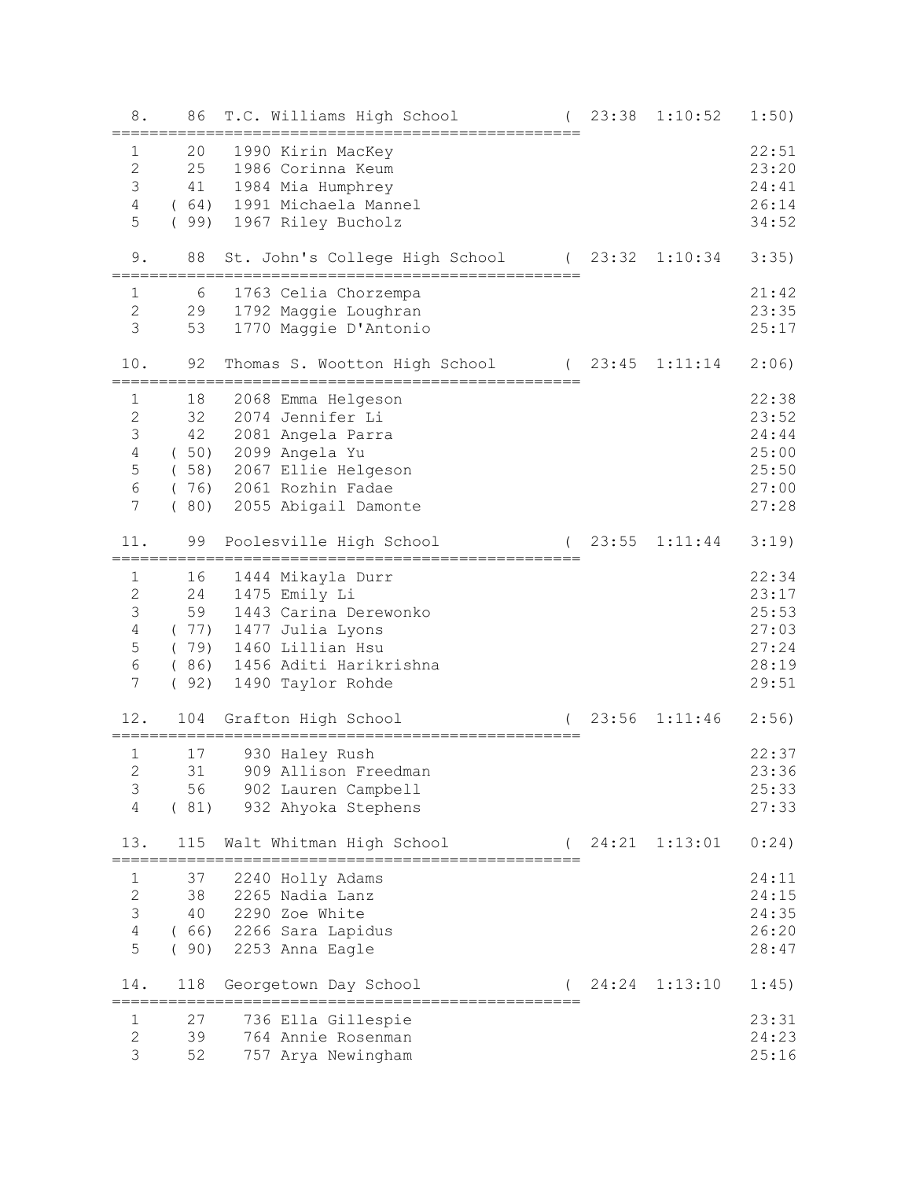```
  8.    86  T.C. Williams High School          (  23:38  1:10:52   1:50)
=====================================================
  1     20   1990 Kirin MacKey                                    22:51
  2     25   1986 Corinna Keum                                    23:20
  3     41   1984 Mia Humphrey                                    24:41
  4   ( 64)  1991 Michaela Mannel                                 26:14
  5   ( 99)  1967 Riley Bucholz                                   34:52

  9.    88  St. John's College High School     (  23:32  1:10:34   3:35)
=====================================================
  1      6   1763 Celia Chorzempa                                 21:42
  2     29   1792 Maggie Loughran                                 23:35
  3     53   1770 Maggie D'Antonio                                25:17

 10.    92  Thomas S. Wootton High School      (  23:45  1:11:14   2:06)
=====================================================
  1     18   2068 Emma Helgeson                                   22:38
  2     32   2074 Jennifer Li                                     23:52
  3     42   2081 Angela Parra                                    24:44
  4   ( 50)  2099 Angela Yu                                       25:00
  5   ( 58)  2067 Ellie Helgeson                                  25:50
  6   ( 76)  2061 Rozhin Fadae                                    27:00
  7   ( 80)  2055 Abigail Damonte                                 27:28

 11.    99  Poolesville High School            (  23:55  1:11:44   3:19)
=====================================================
  1     16   1444 Mikayla Durr                                    22:34
  2     24   1475 Emily Li                                        23:17
  3     59   1443 Carina Derewonko                                25:53
  4   ( 77)  1477 Julia Lyons                                     27:03
  5   ( 79)  1460 Lillian Hsu                                     27:24
  6   ( 86)  1456 Aditi Harikrishna                               28:19
  7   ( 92)  1490 Taylor Rohde                                    29:51

 12.   104  Grafton High School                (  23:56  1:11:46   2:56)
=====================================================
  1     17    930 Haley Rush                                      22:37
  2     31    909 Allison Freedman                                23:36
  3     56    902 Lauren Campbell                                 25:33
  4   ( 81)   932 Ahyoka Stephens                                 27:33

 13.   115  Walt Whitman High School           (  24:21  1:13:01   0:24)
=====================================================
  1     37   2240 Holly Adams                                     24:11
  2     38   2265 Nadia Lanz                                      24:15
  3     40   2290 Zoe White                                       24:35
  4   ( 66)  2266 Sara Lapidus                                    26:20
  5   ( 90)  2253 Anna Eagle                                      28:47

 14.   118  Georgetown Day School              (  24:24  1:13:10   1:45)
=====================================================
  1     27    736 Ella Gillespie                                  23:31
  2     39    764 Annie Rosenman                                  24:23
  3     52    757 Arya Newingham                                  25:16
```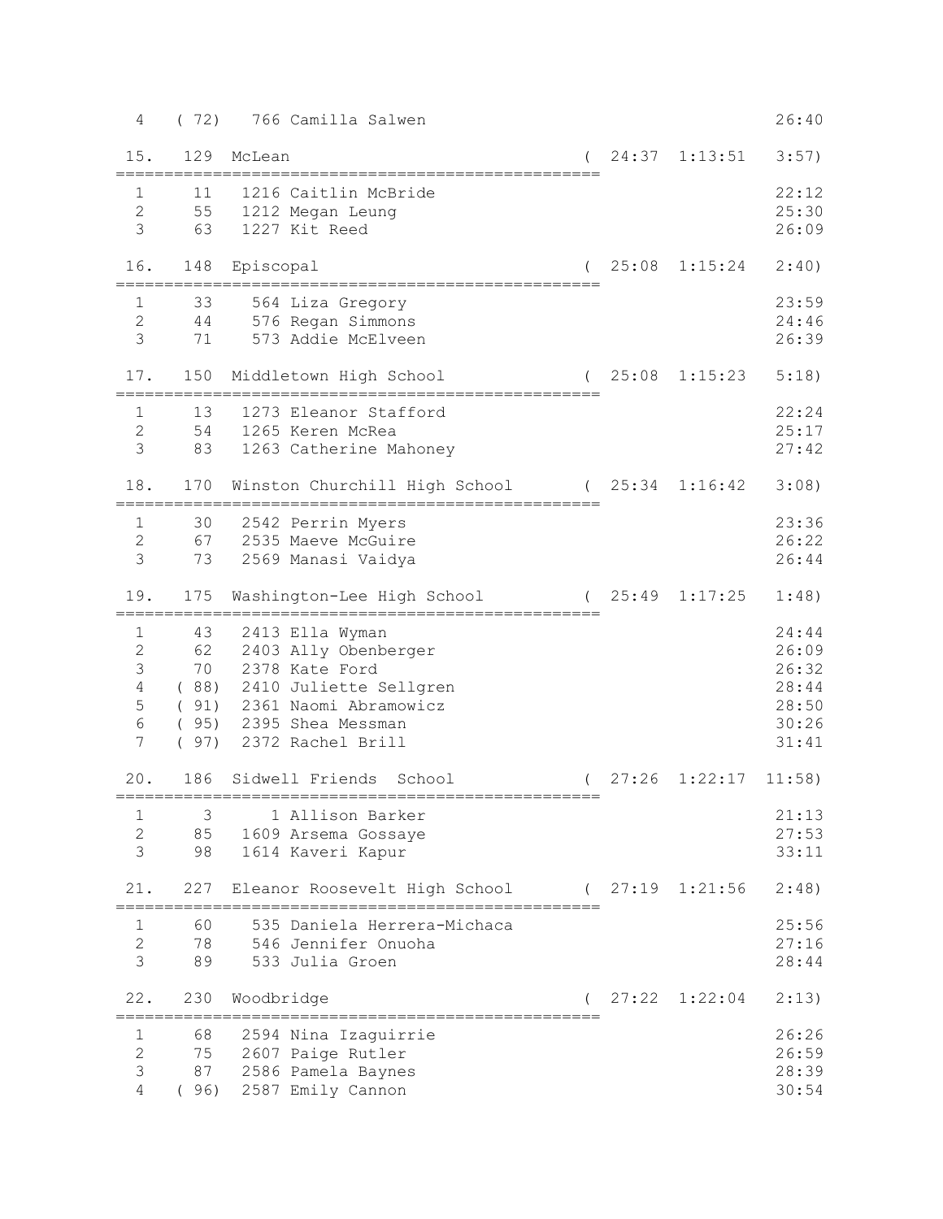```
 4    ( 72)   766 Camilla Salwen                                       26:40

 15.   129  McLean                          ( 24:37  1:13:51   3:57)
===================================================
  1     11   1216 Caitlin McBride                                      22:12
  2     55   1212 Megan Leung                                          25:30
  3     63   1227 Kit Reed                                             26:09

 16.   148  Episcopal                       ( 25:08  1:15:24   2:40)
===================================================
  1     33    564 Liza Gregory                                         23:59
  2     44    576 Regan Simmons                                        24:46
  3     71    573 Addie McElveen                                       26:39

 17.   150  Middletown High School          ( 25:08  1:15:23   5:18)
===================================================
  1     13   1273 Eleanor Stafford                                     22:24
  2     54   1265 Keren McRea                                          25:17
  3     83   1263 Catherine Mahoney                                    27:42

 18.   170  Winston Churchill High School   ( 25:34  1:16:42   3:08)
===================================================
  1     30   2542 Perrin Myers                                         23:36
  2     67   2535 Maeve McGuire                                        26:22
  3     73   2569 Manasi Vaidya                                        26:44

 19.   175  Washington-Lee High School      ( 25:49  1:17:25   1:48)
===================================================
  1     43   2413 Ella Wyman                                           24:44
  2     62   2403 Ally Obenberger                                      26:09
  3     70   2378 Kate Ford                                            26:32
  4   ( 88)  2410 Juliette Sellgren                                    28:44
  5   ( 91)  2361 Naomi Abramowicz                                     28:50
  6   ( 95)  2395 Shea Messman                                         30:26
  7   ( 97)  2372 Rachel Brill                                         31:41

 20.   186  Sidwell Friends  School         ( 27:26  1:22:17  11:58)
===================================================
  1      3      1 Allison Barker                                       21:13
  2     85   1609 Arsema Gossaye                                       27:53
  3     98   1614 Kaveri Kapur                                         33:11

 21.   227  Eleanor Roosevelt High School   ( 27:19  1:21:56   2:48)
===================================================
  1     60    535 Daniela Herrera-Michaca                              25:56
  2     78    546 Jennifer Onuoha                                      27:16
  3     89    533 Julia Groen                                          28:44

 22.   230  Woodbridge                      ( 27:22  1:22:04   2:13)
===================================================
  1     68   2594 Nina Izaguirrie                                      26:26
  2     75   2607 Paige Rutler                                         26:59
  3     87   2586 Pamela Baynes                                        28:39
  4   ( 96)  2587 Emily Cannon                                         30:54
```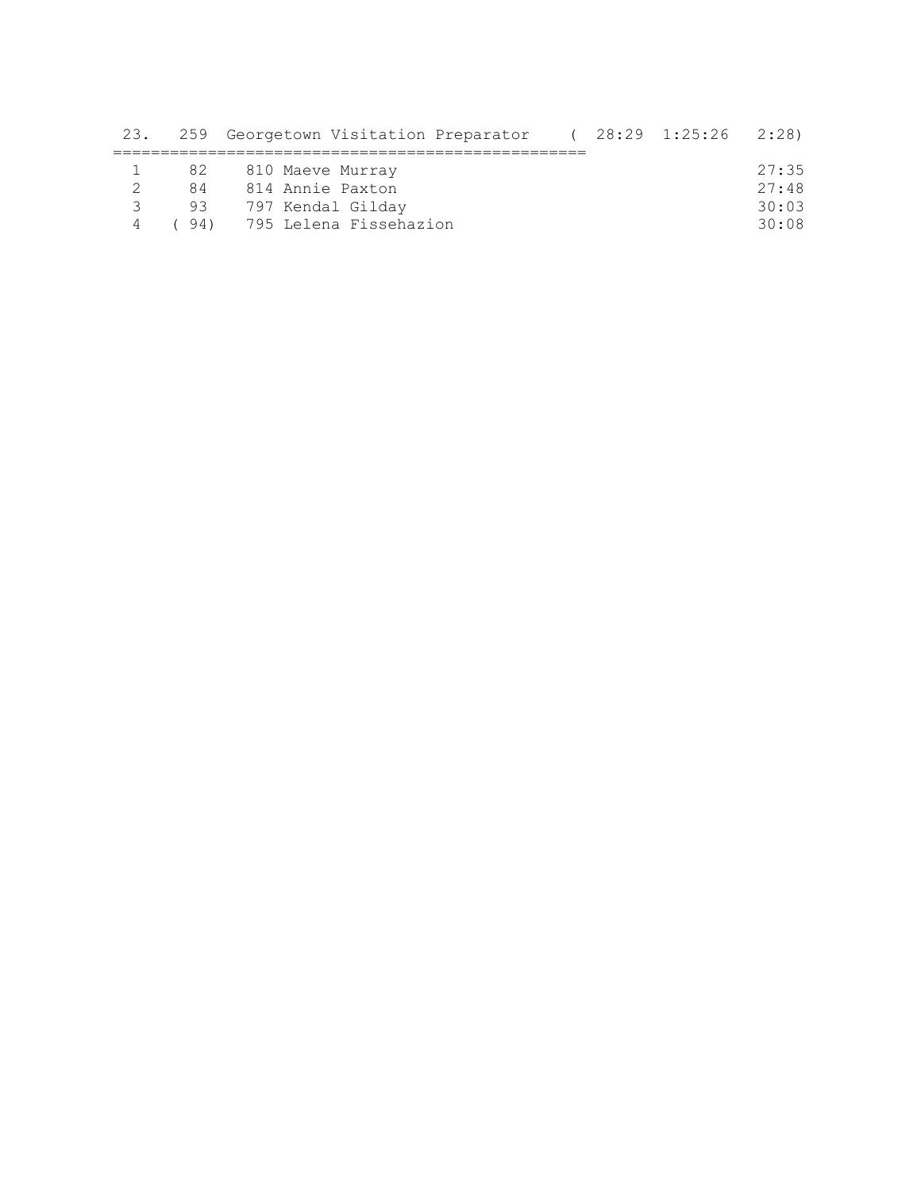| | | | |
|---|---|---|---|
| 23. | 259 | Georgetown Visitation Preparator | ( 28:29 1:25:26 2:28) |
| 1 | 82 | 810 Maeve Murray | 27:35 |
| 2 | 84 | 814 Annie Paxton | 27:48 |
| 3 | 93 | 797 Kendal Gilday | 30:03 |
| 4 | ( 94) | 795 Lelena Fissehazion | 30:08 |